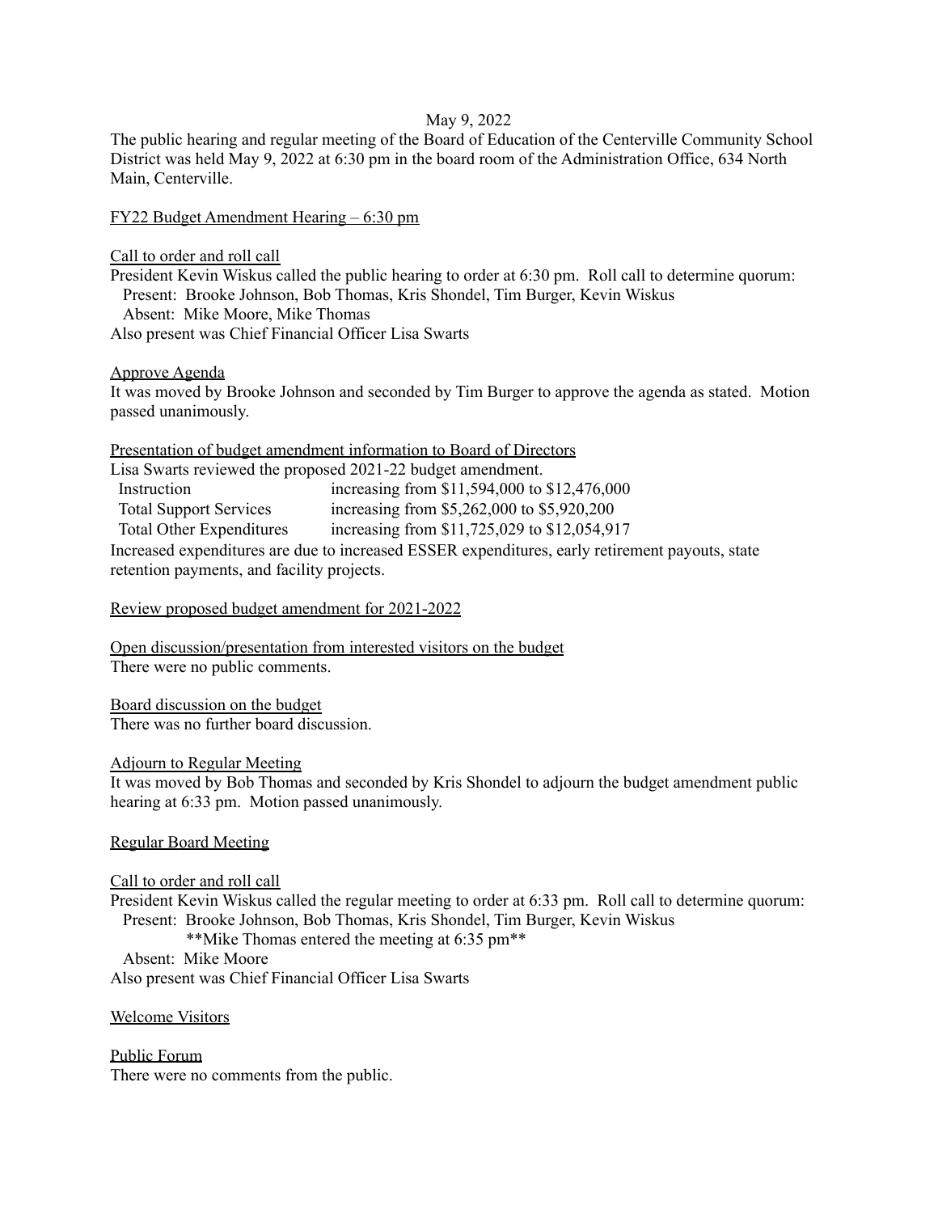May 9, 2022

The public hearing and regular meeting of the Board of Education of the Centerville Community School District was held May 9, 2022 at 6:30 pm in the board room of the Administration Office, 634 North Main, Centerville.

<u>FY22 Budget Amendment Hearing – 6:30 pm</u>

<u>Call to order and roll call</u>

President Kevin Wiskus called the public hearing to order at 6:30 pm. Roll call to determine quorum:
  Present: Brooke Johnson, Bob Thomas, Kris Shondel, Tim Burger, Kevin Wiskus
  Absent: Mike Moore, Mike Thomas
Also present was Chief Financial Officer Lisa Swarts

<u>Approve Agenda</u>

It was moved by Brooke Johnson and seconded by Tim Burger to approve the agenda as stated. Motion passed unanimously.

<u>Presentation of budget amendment information to Board of Directors</u>

Lisa Swarts reviewed the proposed 2021-22 budget amendment.

| | |
|---|---|
| Instruction | increasing from $11,594,000 to $12,476,000 |
| Total Support Services | increasing from $5,262,000 to $5,920,200 |
| Total Other Expenditures | increasing from $11,725,029 to $12,054,917 |

Increased expenditures are due to increased ESSER expenditures, early retirement payouts, state retention payments, and facility projects.

<u>Review proposed budget amendment for 2021-2022</u>

<u>Open discussion/presentation from interested visitors on the budget</u>

There were no public comments.

<u>Board discussion on the budget</u>

There was no further board discussion.

<u>Adjourn to Regular Meeting</u>

It was moved by Bob Thomas and seconded by Kris Shondel to adjourn the budget amendment public hearing at 6:33 pm. Motion passed unanimously.

<u>Regular Board Meeting</u>

<u>Call to order and roll call</u>

President Kevin Wiskus called the regular meeting to order at 6:33 pm. Roll call to determine quorum:
  Present: Brooke Johnson, Bob Thomas, Kris Shondel, Tim Burger, Kevin Wiskus
    **Mike Thomas entered the meeting at 6:35 pm**
  Absent: Mike Moore
Also present was Chief Financial Officer Lisa Swarts

<u>Welcome Visitors</u>

<u>Public Forum</u>

There were no comments from the public.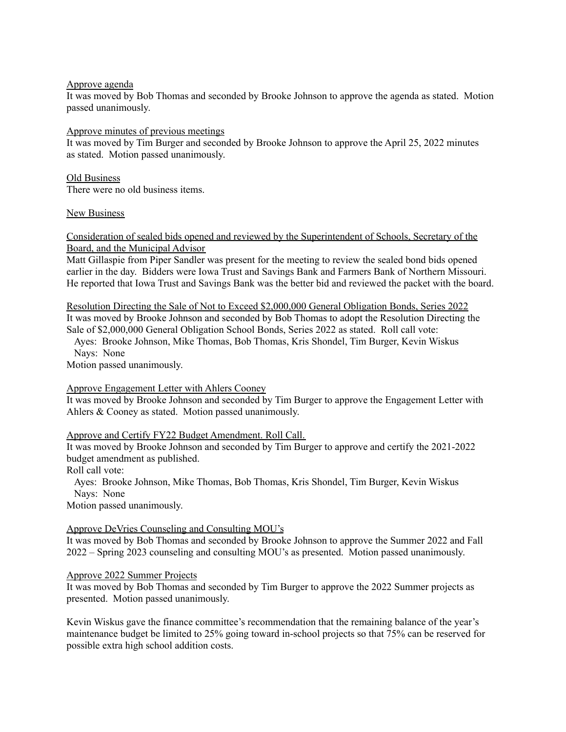Approve agenda

It was moved by Bob Thomas and seconded by Brooke Johnson to approve the agenda as stated. Motion passed unanimously.

Approve minutes of previous meetings

It was moved by Tim Burger and seconded by Brooke Johnson to approve the April 25, 2022 minutes as stated. Motion passed unanimously.

Old Business

There were no old business items.

New Business

Consideration of sealed bids opened and reviewed by the Superintendent of Schools, Secretary of the Board, and the Municipal Advisor

Matt Gillaspie from Piper Sandler was present for the meeting to review the sealed bond bids opened earlier in the day. Bidders were Iowa Trust and Savings Bank and Farmers Bank of Northern Missouri. He reported that Iowa Trust and Savings Bank was the better bid and reviewed the packet with the board.

Resolution Directing the Sale of Not to Exceed $2,000,000 General Obligation Bonds, Series 2022

It was moved by Brooke Johnson and seconded by Bob Thomas to adopt the Resolution Directing the Sale of $2,000,000 General Obligation School Bonds, Series 2022 as stated. Roll call vote:

Ayes: Brooke Johnson, Mike Thomas, Bob Thomas, Kris Shondel, Tim Burger, Kevin Wiskus

Nays: None

Motion passed unanimously.

Approve Engagement Letter with Ahlers Cooney

It was moved by Brooke Johnson and seconded by Tim Burger to approve the Engagement Letter with Ahlers & Cooney as stated. Motion passed unanimously.

Approve and Certify FY22 Budget Amendment. Roll Call.

It was moved by Brooke Johnson and seconded by Tim Burger to approve and certify the 2021-2022 budget amendment as published.

Roll call vote:

Ayes: Brooke Johnson, Mike Thomas, Bob Thomas, Kris Shondel, Tim Burger, Kevin Wiskus

Nays: None

Motion passed unanimously.

Approve DeVries Counseling and Consulting MOU's

It was moved by Bob Thomas and seconded by Brooke Johnson to approve the Summer 2022 and Fall 2022 – Spring 2023 counseling and consulting MOU's as presented. Motion passed unanimously.

Approve 2022 Summer Projects

It was moved by Bob Thomas and seconded by Tim Burger to approve the 2022 Summer projects as presented. Motion passed unanimously.

Kevin Wiskus gave the finance committee's recommendation that the remaining balance of the year's maintenance budget be limited to 25% going toward in-school projects so that 75% can be reserved for possible extra high school addition costs.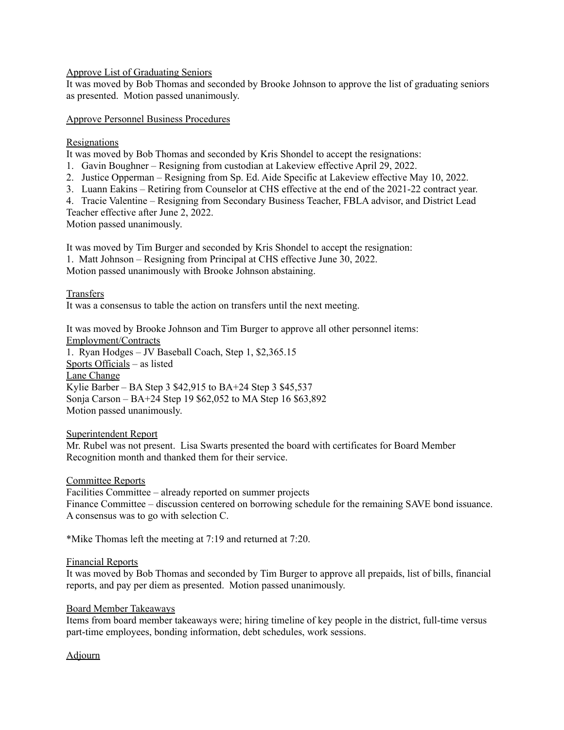Approve List of Graduating Seniors

It was moved by Bob Thomas and seconded by Brooke Johnson to approve the list of graduating seniors as presented. Motion passed unanimously.

Approve Personnel Business Procedures

Resignations

It was moved by Bob Thomas and seconded by Kris Shondel to accept the resignations:

1. Gavin Boughner – Resigning from custodian at Lakeview effective April 29, 2022.
2. Justice Opperman – Resigning from Sp. Ed. Aide Specific at Lakeview effective May 10, 2022.
3. Luann Eakins – Retiring from Counselor at CHS effective at the end of the 2021-22 contract year.
4. Tracie Valentine – Resigning from Secondary Business Teacher, FBLA advisor, and District Lead Teacher effective after June 2, 2022.

Motion passed unanimously.

It was moved by Tim Burger and seconded by Kris Shondel to accept the resignation:

1. Matt Johnson – Resigning from Principal at CHS effective June 30, 2022.

Motion passed unanimously with Brooke Johnson abstaining.

Transfers

It was a consensus to table the action on transfers until the next meeting.

It was moved by Brooke Johnson and Tim Burger to approve all other personnel items:

Employment/Contracts

1. Ryan Hodges – JV Baseball Coach, Step 1, $2,365.15

Sports Officials – as listed

Lane Change

Kylie Barber – BA Step 3 $42,915 to BA+24 Step 3 $45,537

Sonja Carson – BA+24 Step 19 $62,052 to MA Step 16 $63,892

Motion passed unanimously.

Superintendent Report

Mr. Rubel was not present. Lisa Swarts presented the board with certificates for Board Member Recognition month and thanked them for their service.

Committee Reports

Facilities Committee – already reported on summer projects

Finance Committee – discussion centered on borrowing schedule for the remaining SAVE bond issuance. A consensus was to go with selection C.

*Mike Thomas left the meeting at 7:19 and returned at 7:20.

Financial Reports

It was moved by Bob Thomas and seconded by Tim Burger to approve all prepaids, list of bills, financial reports, and pay per diem as presented. Motion passed unanimously.

Board Member Takeaways

Items from board member takeaways were; hiring timeline of key people in the district, full-time versus part-time employees, bonding information, debt schedules, work sessions.

Adjourn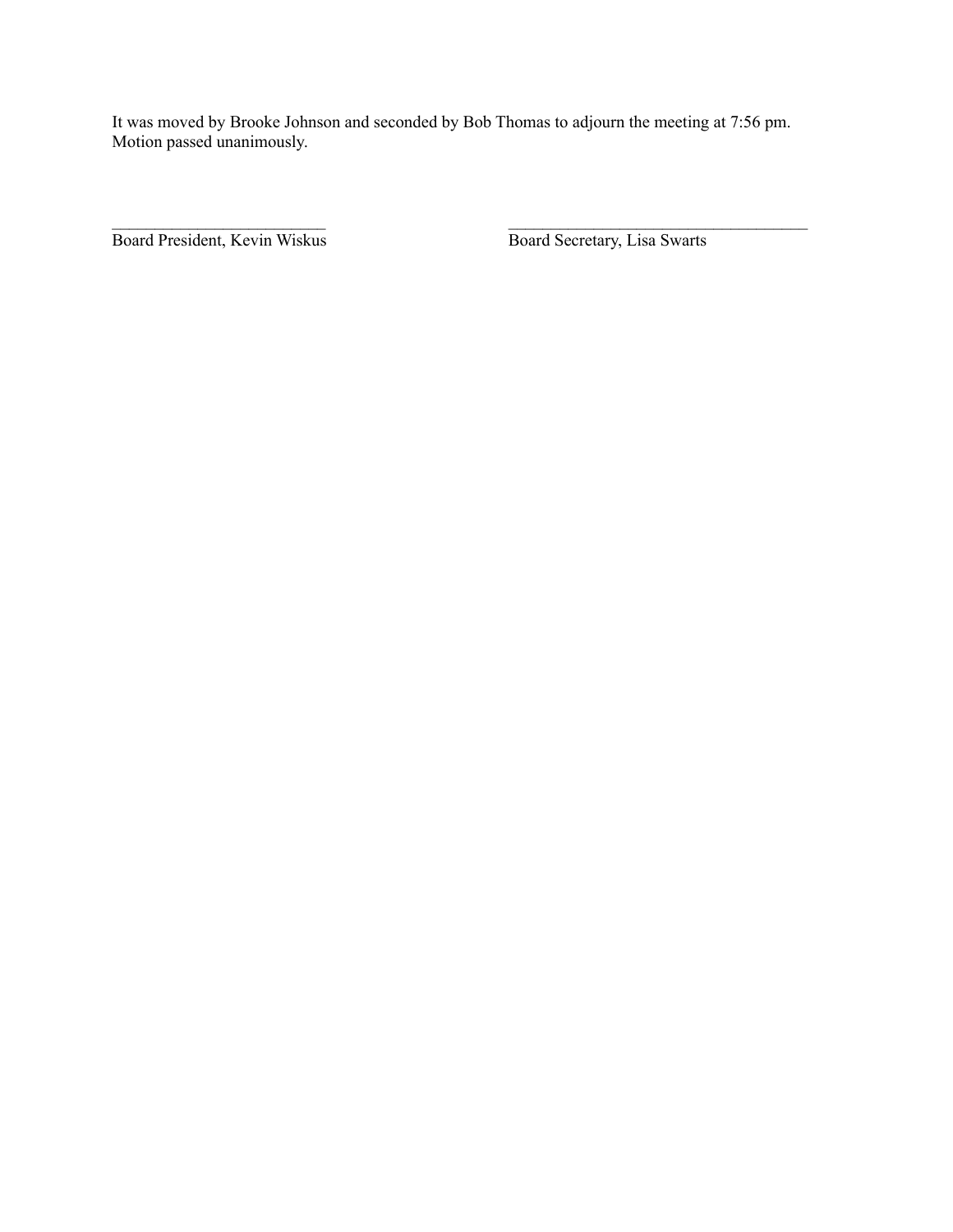It was moved by Brooke Johnson and seconded by Bob Thomas to adjourn the meeting at 7:56 pm. Motion passed unanimously.

_________________________ Board President, Kevin Wiskus

___________________________________ Board Secretary, Lisa Swarts